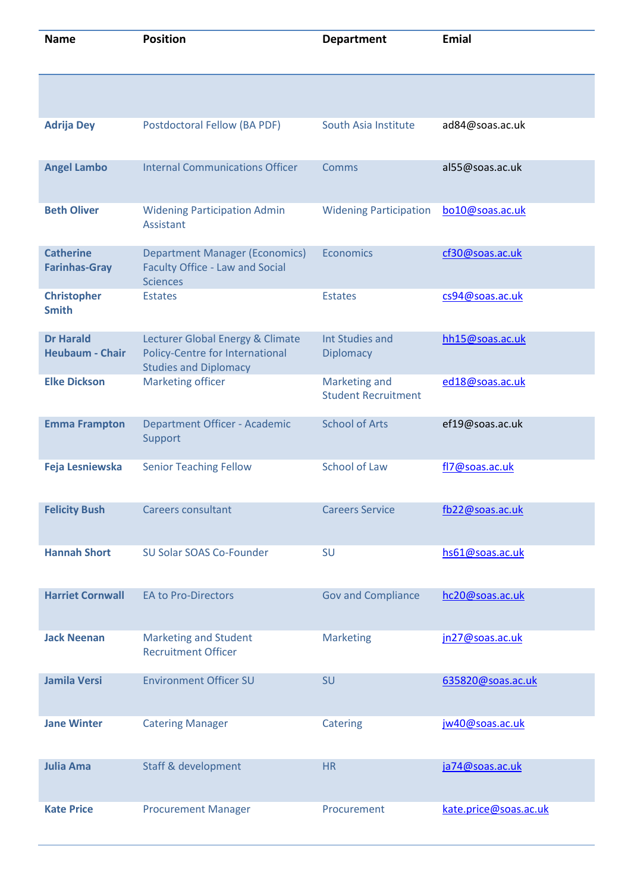| Name | Position | Department | Emial |
| --- | --- | --- | --- |
| | | | |
| **Adrija Dey** | Postdoctoral Fellow (BA PDF) | South Asia Institute | ad84@soas.ac.uk |
| **Angel Lambo** | Internal Communications Officer | Comms | al55@soas.ac.uk |
| **Beth Oliver** | Widening Participation Admin Assistant | Widening Participation | bo10@soas.ac.uk |
| **Catherine Farinhas-Gray** | Department Manager (Economics) Faculty Office - Law and Social Sciences | Economics | cf30@soas.ac.uk |
| **Christopher Smith** | Estates | Estates | cs94@soas.ac.uk |
| **Dr Harald Heubaum - Chair** | Lecturer Global Energy & Climate Policy-Centre for International Studies and Diplomacy | Int Studies and Diplomacy | hh15@soas.ac.uk |
| **Elke Dickson** | Marketing officer | Marketing and Student Recruitment | ed18@soas.ac.uk |
| **Emma Frampton** | Department Officer - Academic Support | School of Arts | ef19@soas.ac.uk |
| **Feja Lesniewska** | Senior Teaching Fellow | School of Law | fl7@soas.ac.uk |
| **Felicity Bush** | Careers consultant | Careers Service | fb22@soas.ac.uk |
| **Hannah Short** | SU Solar SOAS Co-Founder | SU | hs61@soas.ac.uk |
| **Harriet Cornwall** | EA to Pro-Directors | Gov and Compliance | hc20@soas.ac.uk |
| **Jack Neenan** | Marketing and Student Recruitment Officer | Marketing | jn27@soas.ac.uk |
| **Jamila Versi** | Environment Officer SU | SU | 635820@soas.ac.uk |
| **Jane Winter** | Catering Manager | Catering | jw40@soas.ac.uk |
| **Julia Ama** | Staff & development | HR | ja74@soas.ac.uk |
| **Kate Price** | Procurement Manager | Procurement | kate.price@soas.ac.uk |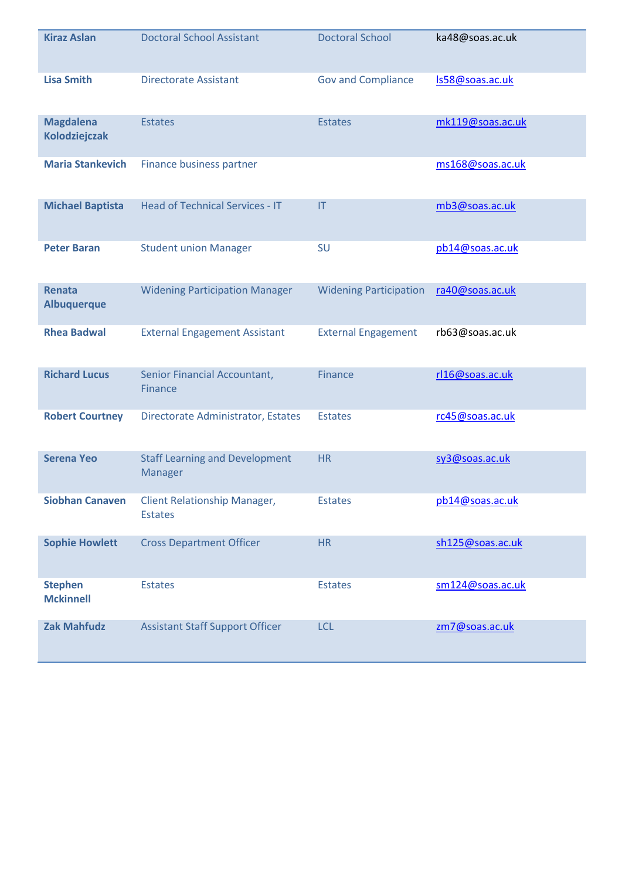| | | | |
|---|---|---|---|
| **Kiraz Aslan** | Doctoral School Assistant | Doctoral School | ka48@soas.ac.uk |
| **Lisa Smith** | Directorate Assistant | Gov and Compliance | ls58@soas.ac.uk |
| **Magdalena Kolodziejczak** | Estates | Estates | mk119@soas.ac.uk |
| **Maria Stankevich** | Finance business partner | | ms168@soas.ac.uk |
| **Michael Baptista** | Head of Technical Services - IT | IT | mb3@soas.ac.uk |
| **Peter Baran** | Student union Manager | SU | pb14@soas.ac.uk |
| **Renata Albuquerque** | Widening Participation Manager | Widening Participation | ra40@soas.ac.uk |
| **Rhea Badwal** | External Engagement Assistant | External Engagement | rb63@soas.ac.uk |
| **Richard Lucus** | Senior Financial Accountant, Finance | Finance | rl16@soas.ac.uk |
| **Robert Courtney** | Directorate Administrator, Estates | Estates | rc45@soas.ac.uk |
| **Serena Yeo** | Staff Learning and Development Manager | HR | sy3@soas.ac.uk |
| **Siobhan Canaven** | Client Relationship Manager, Estates | Estates | pb14@soas.ac.uk |
| **Sophie Howlett** | Cross Department Officer | HR | sh125@soas.ac.uk |
| **Stephen Mckinnell** | Estates | Estates | sm124@soas.ac.uk |
| **Zak Mahfudz** | Assistant Staff Support Officer | LCL | zm7@soas.ac.uk |